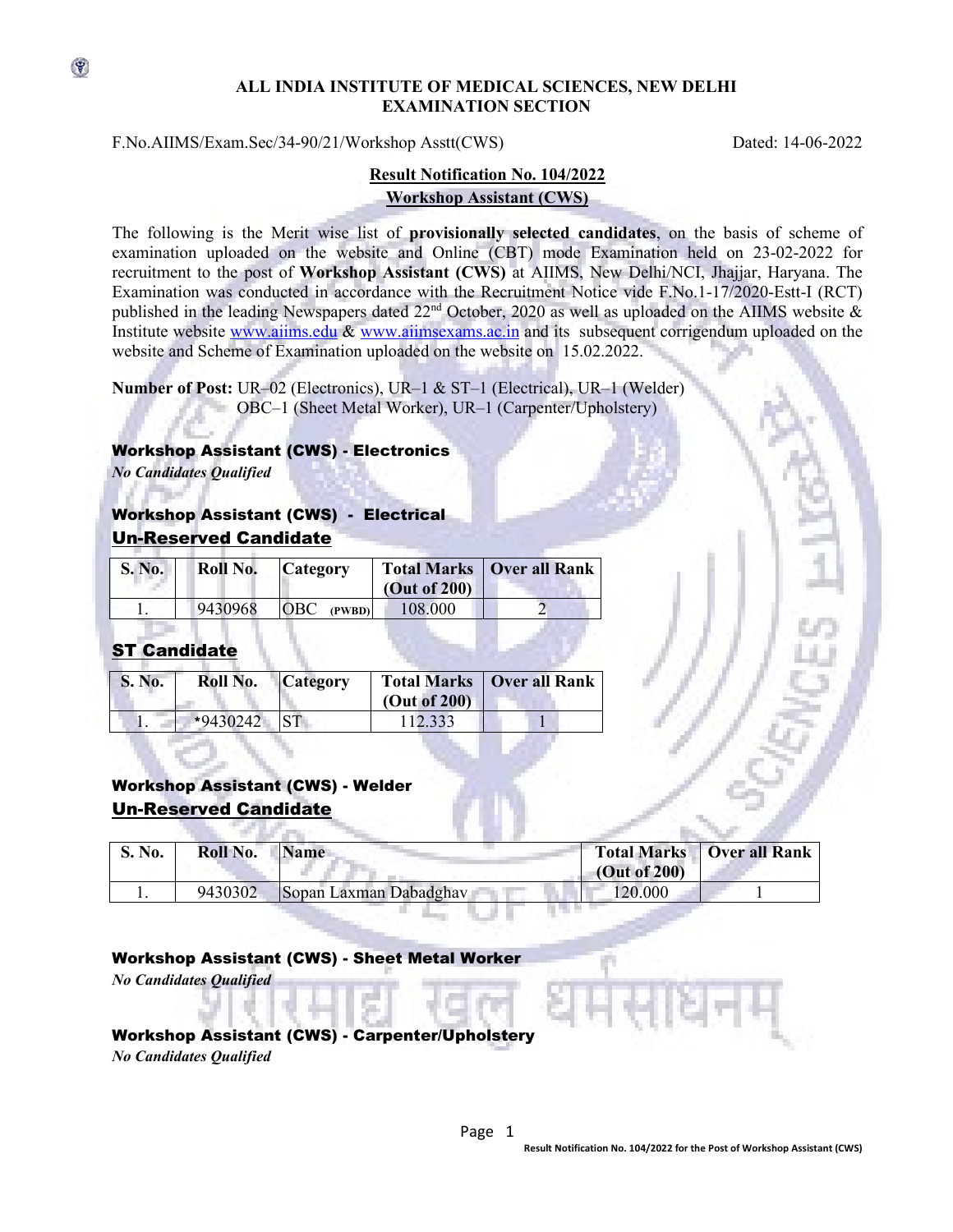**ALL INDIA INSTITUTE OF MEDICAL SCIENCES, NEW DELHI**
**EXAMINATION SECTION**

F.No.AIIMS/Exam.Sec/34-90/21/Workshop Asstt(CWS) Dated: 14-06-2022

## Result Notification No. 104/2022
## Workshop Assistant (CWS)

The following is the Merit wise list of **provisionally selected candidates**, on the basis of scheme of examination uploaded on the website and Online (CBT) mode Examination held on 23-02-2022 for recruitment to the post of **Workshop Assistant (CWS)** at AIIMS, New Delhi/NCI, Jhajjar, Haryana. The Examination was conducted in accordance with the Recruitment Notice vide F.No.1-17/2020-Estt-I (RCT) published in the leading Newspapers dated 22nd October, 2020 as well as uploaded on the AIIMS website & Institute website www.aiims.edu & www.aiimsexams.ac.in and its subsequent corrigendum uploaded on the website and Scheme of Examination uploaded on the website on 15.02.2022.

**Number of Post:** UR–02 (Electronics), UR–1 & ST–1 (Electrical), UR–1 (Welder) OBC–1 (Sheet Metal Worker), UR–1 (Carpenter/Upholstery)

### Workshop Assistant (CWS) - Electronics

*No Candidates Qualified*

### Workshop Assistant (CWS) - Electrical

**Un-Reserved Candidate**

| S. No. | Roll No. | Category | Total Marks (Out of 200) | Over all Rank |
|---|---|---|---|---|
| 1. | 9430968 | OBC (PWBD) | 108.000 | 2 |

**ST Candidate**

| S. No. | Roll No. | Category | Total Marks (Out of 200) | Over all Rank |
|---|---|---|---|---|
| 1. | *9430242 | ST | 112.333 | 1 |

### Workshop Assistant (CWS) - Welder

**Un-Reserved Candidate**

| S. No. | Roll No. | Name | Total Marks (Out of 200) | Over all Rank |
|---|---|---|---|---|
| 1. | 9430302 | Sopan Laxman Dabadghav | 120.000 | 1 |

### Workshop Assistant (CWS) - Sheet Metal Worker

*No Candidates Qualified*

### Workshop Assistant (CWS) - Carpenter/Upholstery

*No Candidates Qualified*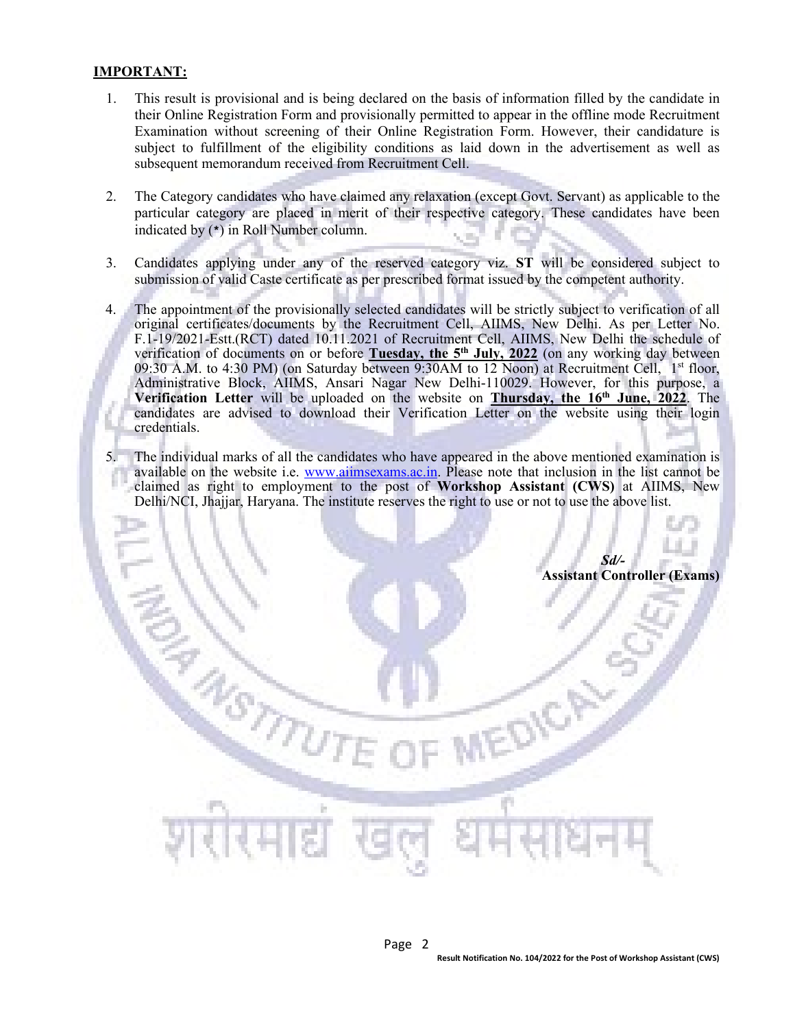**IMPORTANT:**

1. This result is provisional and is being declared on the basis of information filled by the candidate in their Online Registration Form and provisionally permitted to appear in the offline mode Recruitment Examination without screening of their Online Registration Form. However, their candidature is subject to fulfillment of the eligibility conditions as laid down in the advertisement as well as subsequent memorandum received from Recruitment Cell.

2. The Category candidates who have claimed any relaxation (except Govt. Servant) as applicable to the particular category are placed in merit of their respective category. These candidates have been indicated by (*) in Roll Number column.

3. Candidates applying under any of the reserved category viz. **ST** will be considered subject to submission of valid Caste certificate as per prescribed format issued by the competent authority.

4. The appointment of the provisionally selected candidates will be strictly subject to verification of all original certificates/documents by the Recruitment Cell, AIIMS, New Delhi. As per Letter No. F.1-19/2021-Estt.(RCT) dated 10.11.2021 of Recruitment Cell, AIIMS, New Delhi the schedule of verification of documents on or before **Tuesday, the 5th July, 2022** (on any working day between 09:30 A.M. to 4:30 PM) (on Saturday between 9:30AM to 12 Noon) at Recruitment Cell, 1st floor, Administrative Block, AIIMS, Ansari Nagar New Delhi-110029. However, for this purpose, a **Verification Letter** will be uploaded on the website on **Thursday, the 16th June, 2022**. The candidates are advised to download their Verification Letter on the website using their login credentials.

5. The individual marks of all the candidates who have appeared in the above mentioned examination is available on the website i.e. www.aiimsexams.ac.in. Please note that inclusion in the list cannot be claimed as right to employment to the post of **Workshop Assistant (CWS)** at AIIMS, New Delhi/NCI, Jhajjar, Haryana. The institute reserves the right to use or not to use the above list.

***Sd/-***
**Assistant Controller (Exams)**

**Result Notification No. 104/2022 for the Post of Workshop Assistant (CWS)**